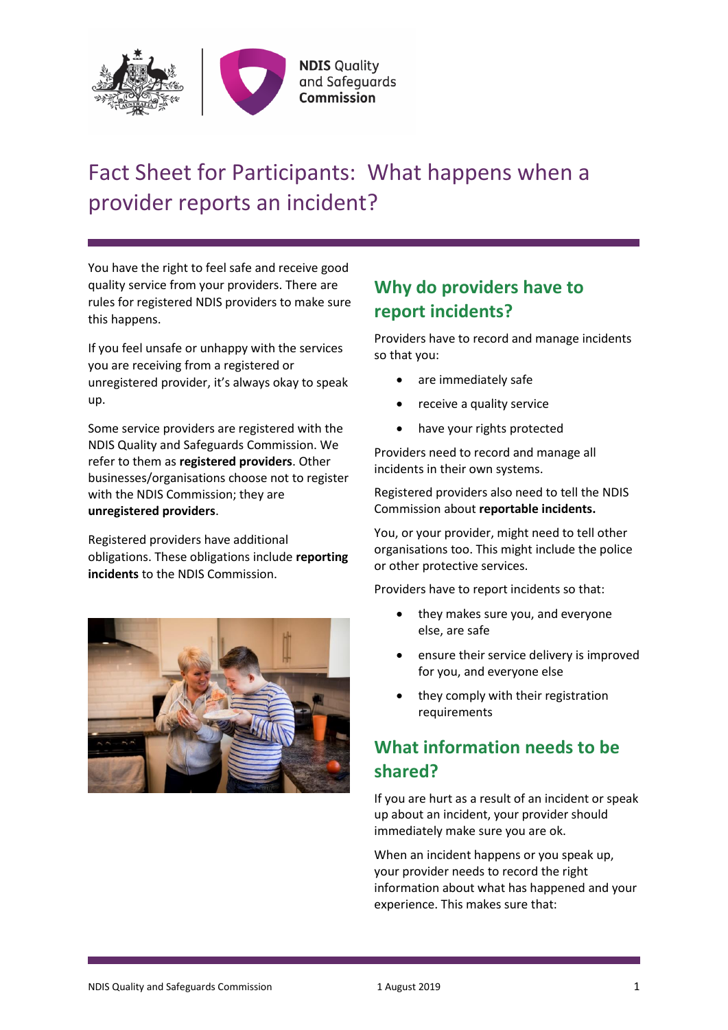# Fact Sheet for Participants: What happens when a provider reports an incident?

You have the right to feel safe and receive good quality service from your providers. There are rules for registered NDIS providers to make sure this happens.

If you feel unsafe or unhappy with the services you are receiving from a registered or unregistered provider, it's always okay to speak up.

Some service providers are registered with the NDIS Quality and Safeguards Commission. We refer to them as **registered providers**. Other businesses/organisations choose not to register with the NDIS Commission; they are **unregistered providers**.

Registered providers have additional obligations. These obligations include **reporting incidents** to the NDIS Commission.

## Why do providers have to report incidents?

Providers have to record and manage incidents so that you:

- are immediately safe
- receive a quality service
- have your rights protected

Providers need to record and manage all incidents in their own systems.

Registered providers also need to tell the NDIS Commission about **reportable incidents.**

You, or your provider, might need to tell other organisations too. This might include the police or other protective services.

Providers have to report incidents so that:

- they makes sure you, and everyone else, are safe
- ensure their service delivery is improved for you, and everyone else
- they comply with their registration requirements

## What information needs to be shared?

If you are hurt as a result of an incident or speak up about an incident, your provider should immediately make sure you are ok.

When an incident happens or you speak up, your provider needs to record the right information about what has happened and your experience. This makes sure that: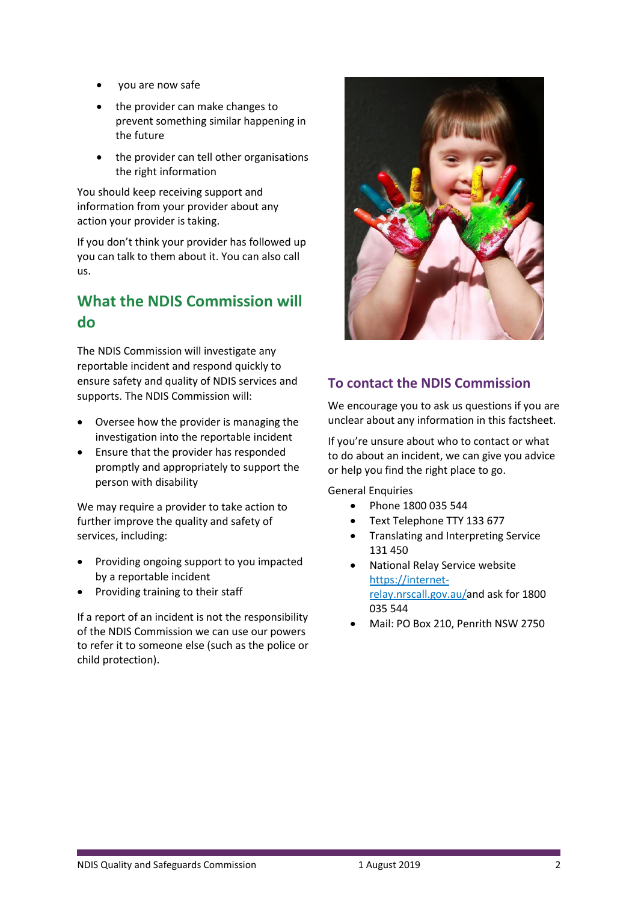- you are now safe
- the provider can make changes to prevent something similar happening in the future
- the provider can tell other organisations the right information

You should keep receiving support and information from your provider about any action your provider is taking.

If you don't think your provider has followed up you can talk to them about it. You can also call us.

## What the NDIS Commission will do

The NDIS Commission will investigate any reportable incident and respond quickly to ensure safety and quality of NDIS services and supports. The NDIS Commission will:

- Oversee how the provider is managing the investigation into the reportable incident
- Ensure that the provider has responded promptly and appropriately to support the person with disability

We may require a provider to take action to further improve the quality and safety of services, including:

- Providing ongoing support to you impacted by a reportable incident
- Providing training to their staff

If a report of an incident is not the responsibility of the NDIS Commission we can use our powers to refer it to someone else (such as the police or child protection).

## To contact the NDIS Commission

We encourage you to ask us questions if you are unclear about any information in this factsheet.

If you're unsure about who to contact or what to do about an incident, we can give you advice or help you find the right place to go.

General Enquiries

- Phone 1800 035 544
- Text Telephone TTY 133 677
- Translating and Interpreting Service 131 450
- National Relay Service website https://internet-relay.nrscall.gov.au/ and ask for 1800 035 544
- Mail: PO Box 210, Penrith NSW 2750